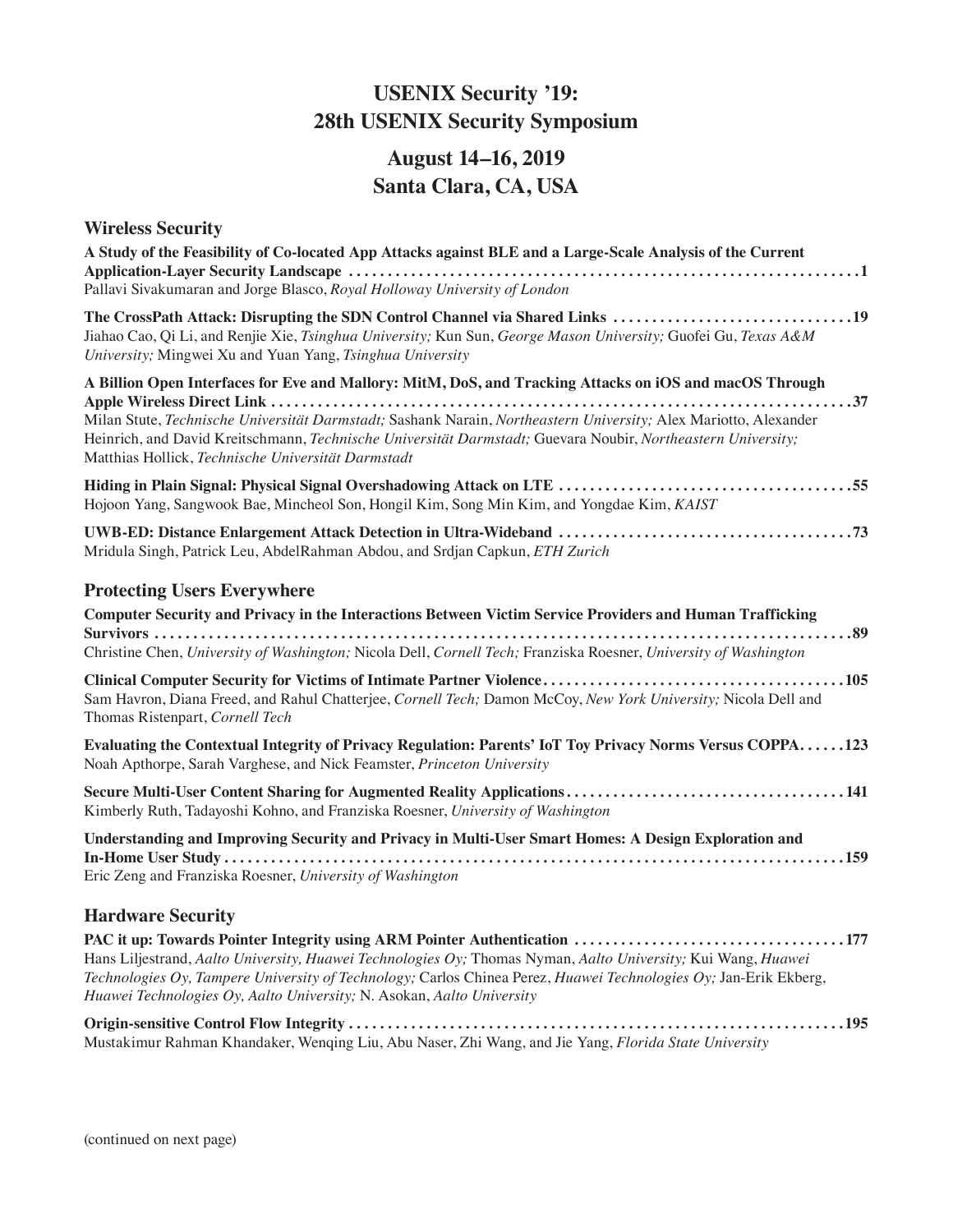# USENIX Security '19: 28th USENIX Security Symposium

## August 14–16, 2019
## Santa Clara, CA, USA

### Wireless Security

**A Study of the Feasibility of Co-located App Attacks against BLE and a Large-Scale Analysis of the Current Application-Layer Security Landscape** ........ **1**
Pallavi Sivakumaran and Jorge Blasco, *Royal Holloway University of London*

**The CrossPath Attack: Disrupting the SDN Control Channel via Shared Links** ........ **19**
Jiahao Cao, Qi Li, and Renjie Xie, *Tsinghua University;* Kun Sun, *George Mason University;* Guofei Gu, *Texas A&M University;* Mingwei Xu and Yuan Yang, *Tsinghua University*

**A Billion Open Interfaces for Eve and Mallory: MitM, DoS, and Tracking Attacks on iOS and macOS Through Apple Wireless Direct Link** ........ **37**
Milan Stute, *Technische Universität Darmstadt;* Sashank Narain, *Northeastern University;* Alex Mariotto, Alexander Heinrich, and David Kreitschmann, *Technische Universität Darmstadt;* Guevara Noubir, *Northeastern University;* Matthias Hollick, *Technische Universität Darmstadt*

**Hiding in Plain Signal: Physical Signal Overshadowing Attack on LTE** ........ **55**
Hojoon Yang, Sangwook Bae, Mincheol Son, Hongil Kim, Song Min Kim, and Yongdae Kim, *KAIST*

**UWB-ED: Distance Enlargement Attack Detection in Ultra-Wideband** ........ **73**
Mridula Singh, Patrick Leu, AbdelRahman Abdou, and Srdjan Capkun, *ETH Zurich*

### Protecting Users Everywhere

**Computer Security and Privacy in the Interactions Between Victim Service Providers and Human Trafficking Survivors** ........ **89**
Christine Chen, *University of Washington;* Nicola Dell, *Cornell Tech;* Franziska Roesner, *University of Washington*

**Clinical Computer Security for Victims of Intimate Partner Violence** ........ **105**
Sam Havron, Diana Freed, and Rahul Chatterjee, *Cornell Tech;* Damon McCoy, *New York University;* Nicola Dell and Thomas Ristenpart, *Cornell Tech*

**Evaluating the Contextual Integrity of Privacy Regulation: Parents' IoT Toy Privacy Norms Versus COPPA** ........ **123**
Noah Apthorpe, Sarah Varghese, and Nick Feamster, *Princeton University*

**Secure Multi-User Content Sharing for Augmented Reality Applications** ........ **141**
Kimberly Ruth, Tadayoshi Kohno, and Franziska Roesner, *University of Washington*

**Understanding and Improving Security and Privacy in Multi-User Smart Homes: A Design Exploration and In-Home User Study** ........ **159**
Eric Zeng and Franziska Roesner, *University of Washington*

### Hardware Security

**PAC it up: Towards Pointer Integrity using ARM Pointer Authentication** ........ **177**
Hans Liljestrand, *Aalto University, Huawei Technologies Oy;* Thomas Nyman, *Aalto University;* Kui Wang, *Huawei Technologies Oy, Tampere University of Technology;* Carlos Chinea Perez, *Huawei Technologies Oy;* Jan-Erik Ekberg, *Huawei Technologies Oy, Aalto University;* N. Asokan, *Aalto University*

**Origin-sensitive Control Flow Integrity** ........ **195**
Mustakimur Rahman Khandaker, Wenqing Liu, Abu Naser, Zhi Wang, and Jie Yang, *Florida State University*

(continued on next page)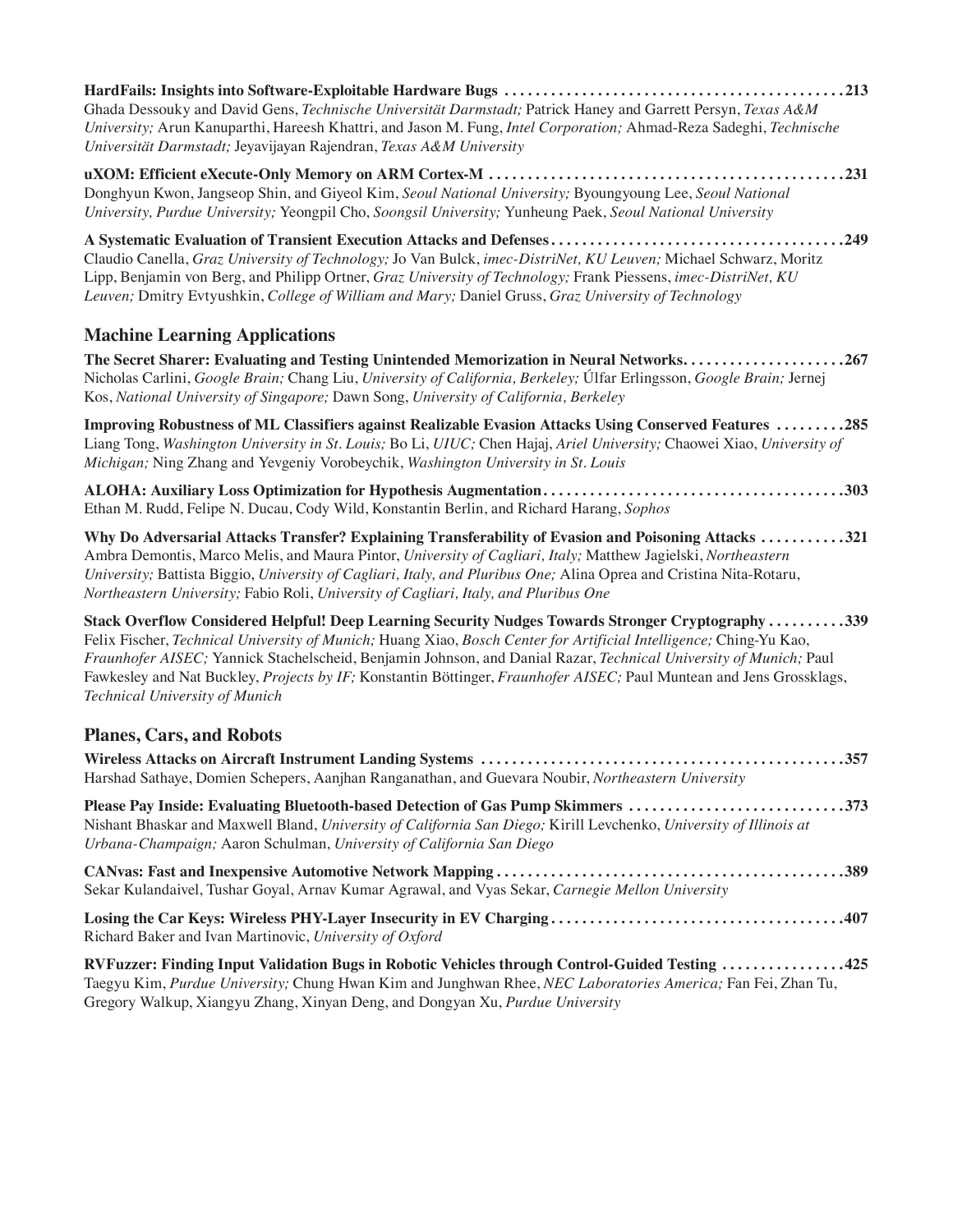**HardFails: Insights into Software-Exploitable Hardware Bugs . . . . . . . . . . . . . . . . . . . . . . . . . . . . . . . . . . . . . . . . . . . . 213**
Ghada Dessouky and David Gens, *Technische Universität Darmstadt;* Patrick Haney and Garrett Persyn, *Texas A&M University;* Arun Kanuparthi, Hareesh Khattri, and Jason M. Fung, *Intel Corporation;* Ahmad-Reza Sadeghi, *Technische Universität Darmstadt;* Jeyavijayan Rajendran, *Texas A&M University*

**uXOM: Efficient eXecute-Only Memory on ARM Cortex-M . . . . . . . . . . . . . . . . . . . . . . . . . . . . . . . . . . . . . . . . . . . . . . 231**
Donghyun Kwon, Jangseop Shin, and Giyeol Kim, *Seoul National University;* Byoungyoung Lee, *Seoul National University, Purdue University;* Yeongpil Cho, *Soongsil University;* Yunheung Paek, *Seoul National University*

**A Systematic Evaluation of Transient Execution Attacks and Defenses . . . . . . . . . . . . . . . . . . . . . . . . . . . . . . . . . . . . . . 249**
Claudio Canella, *Graz University of Technology;* Jo Van Bulck, *imec-DistriNet, KU Leuven;* Michael Schwarz, Moritz Lipp, Benjamin von Berg, and Philipp Ortner, *Graz University of Technology;* Frank Piessens, *imec-DistriNet, KU Leuven;* Dmitry Evtyushkin, *College of William and Mary;* Daniel Gruss, *Graz University of Technology*

## Machine Learning Applications

**The Secret Sharer: Evaluating and Testing Unintended Memorization in Neural Networks. . . . . . . . . . . . . . . . . . . . . 267**
Nicholas Carlini, *Google Brain;* Chang Liu, *University of California, Berkeley;* Úlfar Erlingsson, *Google Brain;* Jernej Kos, *National University of Singapore;* Dawn Song, *University of California, Berkeley*

**Improving Robustness of ML Classifiers against Realizable Evasion Attacks Using Conserved Features . . . . . . . . . 285**
Liang Tong, *Washington University in St. Louis;* Bo Li, *UIUC;* Chen Hajaj, *Ariel University;* Chaowei Xiao, *University of Michigan;* Ning Zhang and Yevgeniy Vorobeychik, *Washington University in St. Louis*

**ALOHA: Auxiliary Loss Optimization for Hypothesis Augmentation. . . . . . . . . . . . . . . . . . . . . . . . . . . . . . . . . . . . . . . 303**
Ethan M. Rudd, Felipe N. Ducau, Cody Wild, Konstantin Berlin, and Richard Harang, *Sophos*

**Why Do Adversarial Attacks Transfer? Explaining Transferability of Evasion and Poisoning Attacks . . . . . . . . . . . 321**
Ambra Demontis, Marco Melis, and Maura Pintor, *University of Cagliari, Italy;* Matthew Jagielski, *Northeastern University;* Battista Biggio, *University of Cagliari, Italy, and Pluribus One;* Alina Oprea and Cristina Nita-Rotaru, *Northeastern University;* Fabio Roli, *University of Cagliari, Italy, and Pluribus One*

**Stack Overflow Considered Helpful! Deep Learning Security Nudges Towards Stronger Cryptography . . . . . . . . . . 339**
Felix Fischer, *Technical University of Munich;* Huang Xiao, *Bosch Center for Artificial Intelligence;* Ching-Yu Kao, *Fraunhofer AISEC;* Yannick Stachelscheid, Benjamin Johnson, and Danial Razar, *Technical University of Munich;* Paul Fawkesley and Nat Buckley, *Projects by IF;* Konstantin Böttinger, *Fraunhofer AISEC;* Paul Muntean and Jens Grossklags, *Technical University of Munich*

## Planes, Cars, and Robots

**Wireless Attacks on Aircraft Instrument Landing Systems . . . . . . . . . . . . . . . . . . . . . . . . . . . . . . . . . . . . . . . . . . . . . . . 357**
Harshad Sathaye, Domien Schepers, Aanjhan Ranganathan, and Guevara Noubir, *Northeastern University*

**Please Pay Inside: Evaluating Bluetooth-based Detection of Gas Pump Skimmers . . . . . . . . . . . . . . . . . . . . . . . . . . . . 373**
Nishant Bhaskar and Maxwell Bland, *University of California San Diego;* Kirill Levchenko, *University of Illinois at Urbana-Champaign;* Aaron Schulman, *University of California San Diego*

**CANvas: Fast and Inexpensive Automotive Network Mapping . . . . . . . . . . . . . . . . . . . . . . . . . . . . . . . . . . . . . . . . . . . . . 389**
Sekar Kulandaivel, Tushar Goyal, Arnav Kumar Agrawal, and Vyas Sekar, *Carnegie Mellon University*

**Losing the Car Keys: Wireless PHY-Layer Insecurity in EV Charging . . . . . . . . . . . . . . . . . . . . . . . . . . . . . . . . . . . . . . 407**
Richard Baker and Ivan Martinovic, *University of Oxford*

**RVFuzzer: Finding Input Validation Bugs in Robotic Vehicles through Control-Guided Testing . . . . . . . . . . . . . . . . 425**
Taegyu Kim, *Purdue University;* Chung Hwan Kim and Junghwan Rhee, *NEC Laboratories America;* Fan Fei, Zhan Tu, Gregory Walkup, Xiangyu Zhang, Xinyan Deng, and Dongyan Xu, *Purdue University*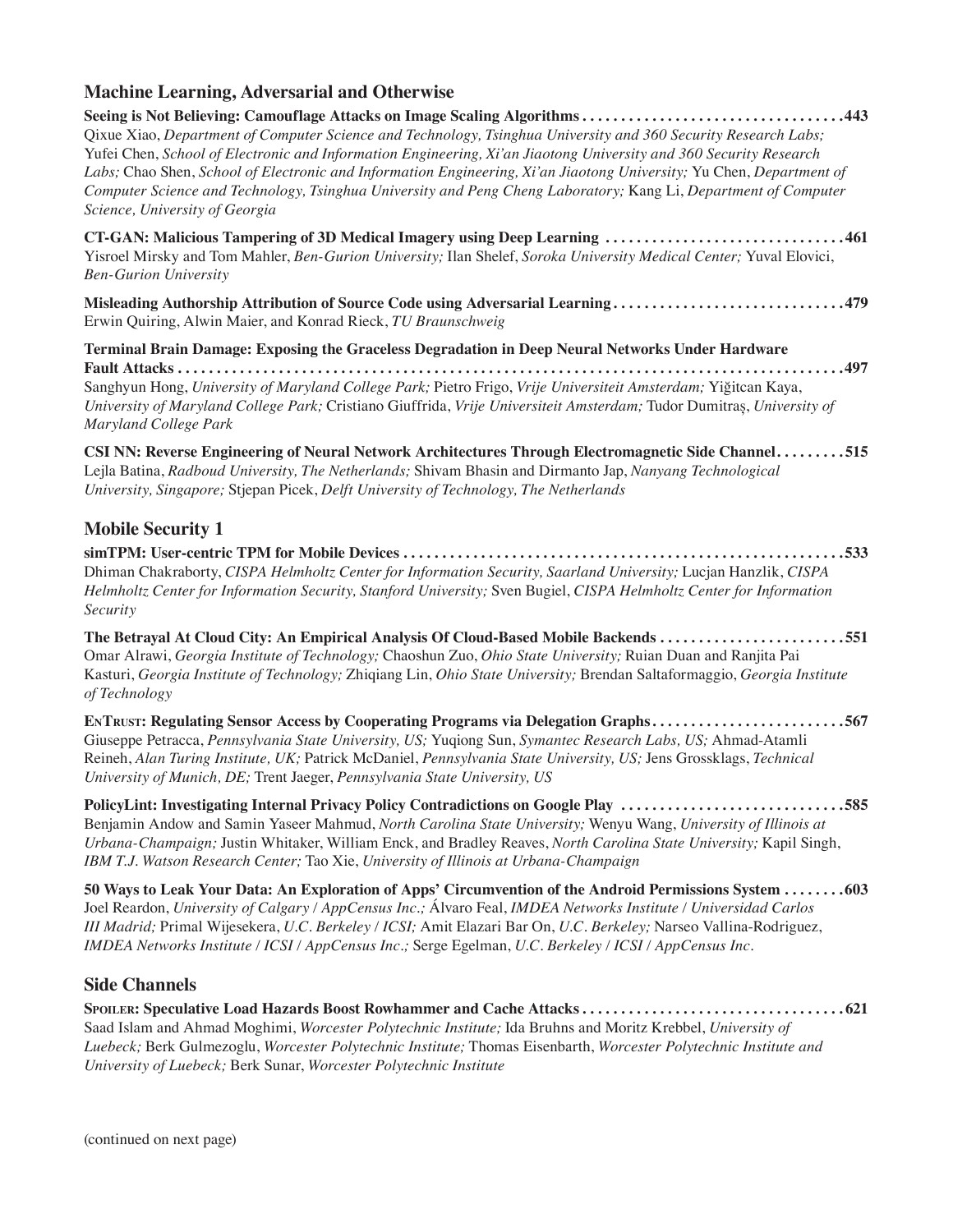## Machine Learning, Adversarial and Otherwise

**Seeing is Not Believing: Camouflage Attacks on Image Scaling Algorithms . . . . . . . . . . . . . . . . . . . . . . . . . . . . . . . . . .443**
Qixue Xiao, *Department of Computer Science and Technology, Tsinghua University and 360 Security Research Labs;* Yufei Chen, *School of Electronic and Information Engineering, Xi'an Jiaotong University and 360 Security Research Labs;* Chao Shen, *School of Electronic and Information Engineering, Xi'an Jiaotong University;* Yu Chen, *Department of Computer Science and Technology, Tsinghua University and Peng Cheng Laboratory;* Kang Li, *Department of Computer Science, University of Georgia*

**CT-GAN: Malicious Tampering of 3D Medical Imagery using Deep Learning . . . . . . . . . . . . . . . . . . . . . . . . . . . . . . .461**
Yisroel Mirsky and Tom Mahler, *Ben-Gurion University;* Ilan Shelef, *Soroka University Medical Center;* Yuval Elovici, *Ben-Gurion University*

**Misleading Authorship Attribution of Source Code using Adversarial Learning . . . . . . . . . . . . . . . . . . . . . . . . . . . . . .479**
Erwin Quiring, Alwin Maier, and Konrad Rieck, *TU Braunschweig*

**Terminal Brain Damage: Exposing the Graceless Degradation in Deep Neural Networks Under Hardware Fault Attacks . . . . . . . . . . . . . . . . . . . . . . . . . . . . . . . . . . . . . . . . . . . . . . . . . . . . . . . . . . . . . . . . . . . . . . . . . . . . . .497**
Sanghyun Hong, *University of Maryland College Park;* Pietro Frigo, *Vrije Universiteit Amsterdam;* Yiğitcan Kaya, *University of Maryland College Park;* Cristiano Giuffrida, *Vrije Universiteit Amsterdam;* Tudor Dumitraş, *University of Maryland College Park*

**CSI NN: Reverse Engineering of Neural Network Architectures Through Electromagnetic Side Channel . . . . . . . . .515**
Lejla Batina, *Radboud University, The Netherlands;* Shivam Bhasin and Dirmanto Jap, *Nanyang Technological University, Singapore;* Stjepan Picek, *Delft University of Technology, The Netherlands*

## Mobile Security 1

**simTPM: User-centric TPM for Mobile Devices . . . . . . . . . . . . . . . . . . . . . . . . . . . . . . . . . . . . . . . . . . . . . . . . . . . . . . . .533**
Dhiman Chakraborty, *CISPA Helmholtz Center for Information Security, Saarland University;* Lucjan Hanzlik, *CISPA Helmholtz Center for Information Security, Stanford University;* Sven Bugiel, *CISPA Helmholtz Center for Information Security*

**The Betrayal At Cloud City: An Empirical Analysis Of Cloud-Based Mobile Backends . . . . . . . . . . . . . . . . . . . . . . . .551**
Omar Alrawi, *Georgia Institute of Technology;* Chaoshun Zuo, *Ohio State University;* Ruian Duan and Ranjita Pai Kasturi, *Georgia Institute of Technology;* Zhiqiang Lin, *Ohio State University;* Brendan Saltaformaggio, *Georgia Institute of Technology*

**EnTrust: Regulating Sensor Access by Cooperating Programs via Delegation Graphs . . . . . . . . . . . . . . . . . . . . . . . . .567**
Giuseppe Petracca, *Pennsylvania State University, US;* Yuqiong Sun, *Symantec Research Labs, US;* Ahmad-Atamli Reineh, *Alan Turing Institute, UK;* Patrick McDaniel, *Pennsylvania State University, US;* Jens Grossklags, *Technical University of Munich, DE;* Trent Jaeger, *Pennsylvania State University, US*

**PolicyLint: Investigating Internal Privacy Policy Contradictions on Google Play . . . . . . . . . . . . . . . . . . . . . . . . . . . . .585**
Benjamin Andow and Samin Yaseer Mahmud, *North Carolina State University;* Wenyu Wang, *University of Illinois at Urbana-Champaign;* Justin Whitaker, William Enck, and Bradley Reaves, *North Carolina State University;* Kapil Singh, *IBM T.J. Watson Research Center;* Tao Xie, *University of Illinois at Urbana-Champaign*

**50 Ways to Leak Your Data: An Exploration of Apps' Circumvention of the Android Permissions System . . . . . . . .603**
Joel Reardon, *University of Calgary / AppCensus Inc.;* Álvaro Feal, *IMDEA Networks Institute / Universidad Carlos III Madrid;* Primal Wijesekera, *U.C. Berkeley / ICSI;* Amit Elazari Bar On, *U.C. Berkeley;* Narseo Vallina-Rodriguez, *IMDEA Networks Institute / ICSI / AppCensus Inc.;* Serge Egelman, *U.C. Berkeley / ICSI / AppCensus Inc.*

## Side Channels

**Spoiler: Speculative Load Hazards Boost Rowhammer and Cache Attacks . . . . . . . . . . . . . . . . . . . . . . . . . . . . . . . . . .621**
Saad Islam and Ahmad Moghimi, *Worcester Polytechnic Institute;* Ida Bruhns and Moritz Krebbel, *University of Luebeck;* Berk Gulmezoglu, *Worcester Polytechnic Institute;* Thomas Eisenbarth, *Worcester Polytechnic Institute and University of Luebeck;* Berk Sunar, *Worcester Polytechnic Institute*

(continued on next page)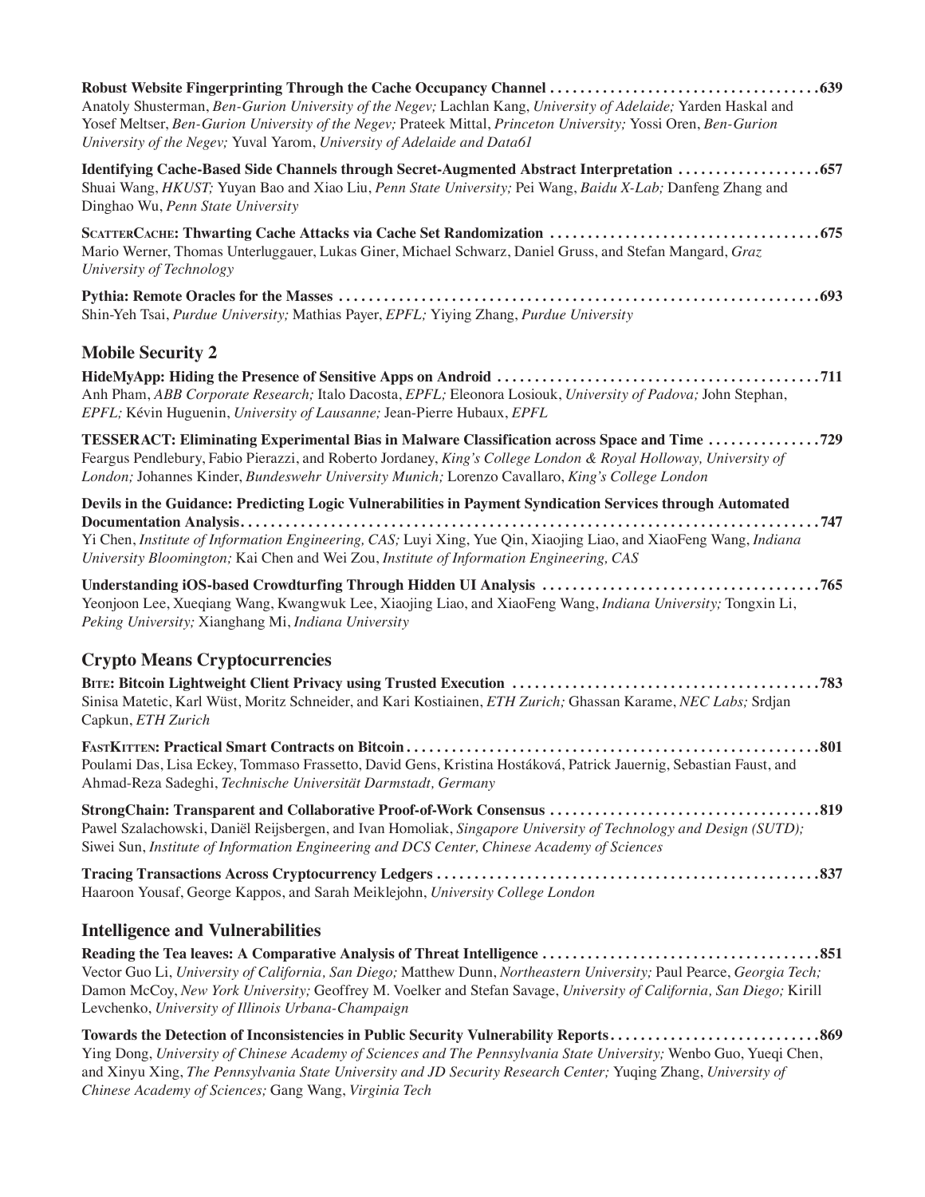**Robust Website Fingerprinting Through the Cache Occupancy Channel** ....................................639
Anatoly Shusterman, *Ben-Gurion University of the Negev;* Lachlan Kang, *University of Adelaide;* Yarden Haskal and Yosef Meltser, *Ben-Gurion University of the Negev;* Prateek Mittal, *Princeton University;* Yossi Oren, *Ben-Gurion University of the Negev;* Yuval Yarom, *University of Adelaide and Data61*

**Identifying Cache-Based Side Channels through Secret-Augmented Abstract Interpretation** ..................657
Shuai Wang, *HKUST;* Yuyan Bao and Xiao Liu, *Penn State University;* Pei Wang, *Baidu X-Lab;* Danfeng Zhang and Dinghao Wu, *Penn State University*

**ScatterCache: Thwarting Cache Attacks via Cache Set Randomization** ....................................675
Mario Werner, Thomas Unterluggauer, Lukas Giner, Michael Schwarz, Daniel Gruss, and Stefan Mangard, *Graz University of Technology*

**Pythia: Remote Oracles for the Masses** ................................................................693
Shin-Yeh Tsai, *Purdue University;* Mathias Payer, *EPFL;* Yiying Zhang, *Purdue University*

## Mobile Security 2

**HideMyApp: Hiding the Presence of Sensitive Apps on Android** ...........................................711
Anh Pham, *ABB Corporate Research;* Italo Dacosta, *EPFL;* Eleonora Losiouk, *University of Padova;* John Stephan, *EPFL;* Kévin Huguenin, *University of Lausanne;* Jean-Pierre Hubaux, *EPFL*

**TESSERACT: Eliminating Experimental Bias in Malware Classification across Space and Time** ...............729
Feargus Pendlebury, Fabio Pierazzi, and Roberto Jordaney, *King's College London & Royal Holloway, University of London;* Johannes Kinder, *Bundeswehr University Munich;* Lorenzo Cavallaro, *King's College London*

**Devils in the Guidance: Predicting Logic Vulnerabilities in Payment Syndication Services through Automated Documentation Analysis** ....................................................................747
Yi Chen, *Institute of Information Engineering, CAS;* Luyi Xing, Yue Qin, Xiaojing Liao, and XiaoFeng Wang, *Indiana University Bloomington;* Kai Chen and Wei Zou, *Institute of Information Engineering, CAS*

**Understanding iOS-based Crowdturfing Through Hidden UI Analysis** .....................................765
Yeonjoon Lee, Xueqiang Wang, Kwangwuk Lee, Xiaojing Liao, and XiaoFeng Wang, *Indiana University;* Tongxin Li, *Peking University;* Xianghang Mi, *Indiana University*

## Crypto Means Cryptocurrencies

**BITE: Bitcoin Lightweight Client Privacy using Trusted Execution** .........................................783
Sinisa Matetic, Karl Wüst, Moritz Schneider, and Kari Kostiainen, *ETH Zurich;* Ghassan Karame, *NEC Labs;* Srdjan Capkun, *ETH Zurich*

**FastKitten: Practical Smart Contracts on Bitcoin** .......................................................801
Poulami Das, Lisa Eckey, Tommaso Frassetto, David Gens, Kristina Hostáková, Patrick Jauernig, Sebastian Faust, and Ahmad-Reza Sadeghi, *Technische Universität Darmstadt, Germany*

**StrongChain: Transparent and Collaborative Proof-of-Work Consensus** ....................................819
Pawel Szalachowski, Daniël Reijsbergen, and Ivan Homoliak, *Singapore University of Technology and Design (SUTD);* Siwei Sun, *Institute of Information Engineering and DCS Center, Chinese Academy of Sciences*

**Tracing Transactions Across Cryptocurrency Ledgers** ...................................................837
Haaroon Yousaf, George Kappos, and Sarah Meiklejohn, *University College London*

## Intelligence and Vulnerabilities

**Reading the Tea leaves: A Comparative Analysis of Threat Intelligence** .....................................851
Vector Guo Li, *University of California, San Diego;* Matthew Dunn, *Northeastern University;* Paul Pearce, *Georgia Tech;* Damon McCoy, *New York University;* Geoffrey M. Voelker and Stefan Savage, *University of California, San Diego;* Kirill Levchenko, *University of Illinois Urbana-Champaign*

**Towards the Detection of Inconsistencies in Public Security Vulnerability Reports** ............................869
Ying Dong, *University of Chinese Academy of Sciences and The Pennsylvania State University;* Wenbo Guo, Yueqi Chen, and Xinyu Xing, *The Pennsylvania State University and JD Security Research Center;* Yuqing Zhang, *University of Chinese Academy of Sciences;* Gang Wang, *Virginia Tech*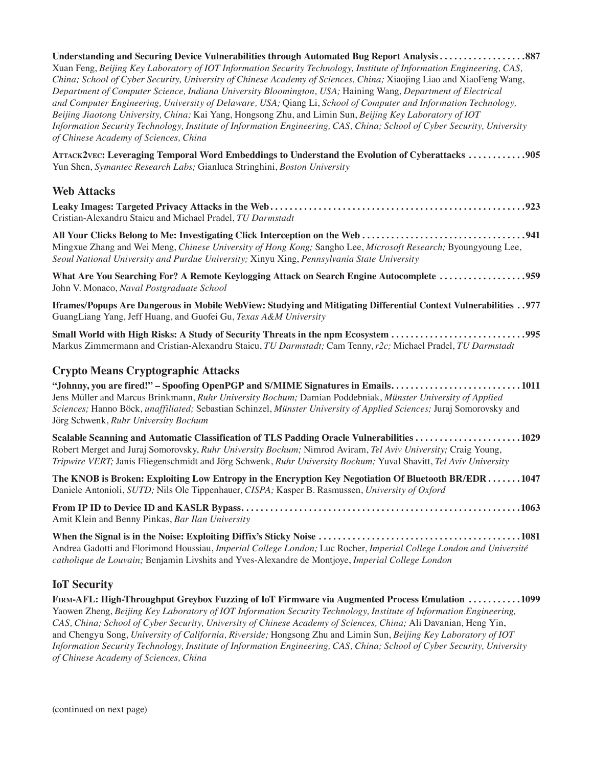**Understanding and Securing Device Vulnerabilities through Automated Bug Report Analysis . . . . . . . . . . . . . . . . . .887**
Xuan Feng, *Beijing Key Laboratory of IOT Information Security Technology, Institute of Information Engineering, CAS, China; School of Cyber Security, University of Chinese Academy of Sciences, China;* Xiaojing Liao and XiaoFeng Wang, *Department of Computer Science, Indiana University Bloomington, USA;* Haining Wang, *Department of Electrical and Computer Engineering, University of Delaware, USA;* Qiang Li, *School of Computer and Information Technology, Beijing Jiaotong University, China;* Kai Yang, Hongsong Zhu, and Limin Sun, *Beijing Key Laboratory of IOT Information Security Technology, Institute of Information Engineering, CAS, China; School of Cyber Security, University of Chinese Academy of Sciences, China*

**ATTACK2VEC: Leveraging Temporal Word Embeddings to Understand the Evolution of Cyberattacks . . . . . . . . . . . .905**
Yun Shen, *Symantec Research Labs;* Gianluca Stringhini, *Boston University*

## Web Attacks

**Leaky Images: Targeted Privacy Attacks in the Web . . . . . . . . . . . . . . . . . . . . . . . . . . . . . . . . . . . . . . . . . . . . . . . . . . . .923**
Cristian-Alexandru Staicu and Michael Pradel, *TU Darmstadt*

**All Your Clicks Belong to Me: Investigating Click Interception on the Web . . . . . . . . . . . . . . . . . . . . . . . . . . . . . . . . .941**
Mingxue Zhang and Wei Meng, *Chinese University of Hong Kong;* Sangho Lee, *Microsoft Research;* Byoungyoung Lee, *Seoul National University and Purdue University;* Xinyu Xing, *Pennsylvania State University*

**What Are You Searching For? A Remote Keylogging Attack on Search Engine Autocomplete . . . . . . . . . . . . . . . . . .959**
John V. Monaco, *Naval Postgraduate School*

**Iframes/Popups Are Dangerous in Mobile WebView: Studying and Mitigating Differential Context Vulnerabilities . .977**
GuangLiang Yang, Jeff Huang, and Guofei Gu, *Texas A&M University*

**Small World with High Risks: A Study of Security Threats in the npm Ecosystem . . . . . . . . . . . . . . . . . . . . . . . . . . . .995**
Markus Zimmermann and Cristian-Alexandru Staicu, *TU Darmstadt;* Cam Tenny, *r2c;* Michael Pradel, *TU Darmstadt*

## Crypto Means Cryptographic Attacks

**"Johnny, you are fired!" – Spoofing OpenPGP and S/MIME Signatures in Emails. . . . . . . . . . . . . . . . . . . . . . . . . . . 1011**
Jens Müller and Marcus Brinkmann, *Ruhr University Bochum;* Damian Poddebniak, *Münster University of Applied Sciences;* Hanno Böck, *unaffiliated;* Sebastian Schinzel, *Münster University of Applied Sciences;* Juraj Somorovsky and Jörg Schwenk, *Ruhr University Bochum*

**Scalable Scanning and Automatic Classification of TLS Padding Oracle Vulnerabilities . . . . . . . . . . . . . . . . . . . . . . 1029**
Robert Merget and Juraj Somorovsky, *Ruhr University Bochum;* Nimrod Aviram, *Tel Aviv University;* Craig Young, *Tripwire VERT;* Janis Fliegenschmidt and Jörg Schwenk, *Ruhr University Bochum;* Yuval Shavitt, *Tel Aviv University*

**The KNOB is Broken: Exploiting Low Entropy in the Encryption Key Negotiation Of Bluetooth BR/EDR . . . . . . . 1047**
Daniele Antonioli, *SUTD;* Nils Ole Tippenhauer, *CISPA;* Kasper B. Rasmussen, *University of Oxford*

**From IP ID to Device ID and KASLR Bypass. . . . . . . . . . . . . . . . . . . . . . . . . . . . . . . . . . . . . . . . . . . . . . . . . . . . . . . . . .1063**
Amit Klein and Benny Pinkas, *Bar Ilan University*

**When the Signal is in the Noise: Exploiting Diffix's Sticky Noise . . . . . . . . . . . . . . . . . . . . . . . . . . . . . . . . . . . . . . . . . .1081**
Andrea Gadotti and Florimond Houssiau, *Imperial College London;* Luc Rocher, *Imperial College London and Université catholique de Louvain;* Benjamin Livshits and Yves-Alexandre de Montjoye, *Imperial College London*

## IoT Security

**FIRM-AFL: High-Throughput Greybox Fuzzing of IoT Firmware via Augmented Process Emulation . . . . . . . . . . .1099**
Yaowen Zheng, *Beijing Key Laboratory of IOT Information Security Technology, Institute of Information Engineering, CAS, China; School of Cyber Security, University of Chinese Academy of Sciences, China;* Ali Davanian, Heng Yin, and Chengyu Song, *University of California, Riverside;* Hongsong Zhu and Limin Sun, *Beijing Key Laboratory of IOT Information Security Technology, Institute of Information Engineering, CAS, China; School of Cyber Security, University of Chinese Academy of Sciences, China*

(continued on next page)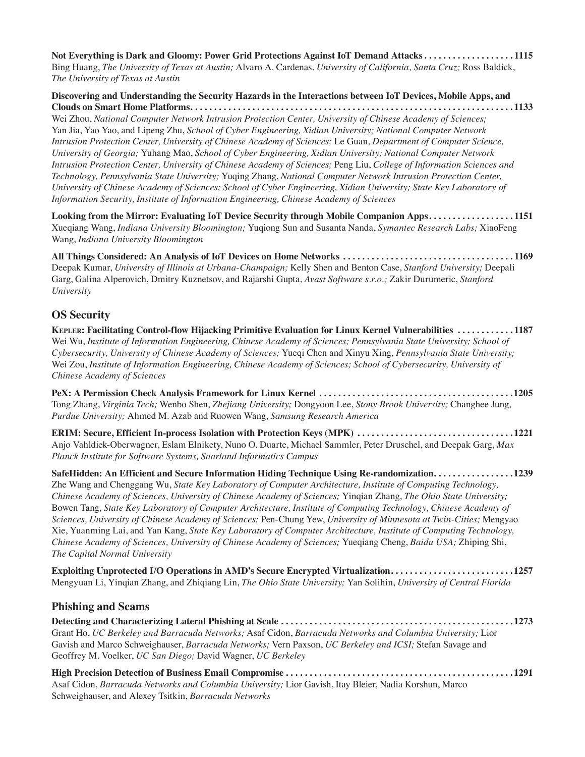**Not Everything is Dark and Gloomy: Power Grid Protections Against IoT Demand Attacks** . . . . . . . . . . . . . . . . . . . 1115
Bing Huang, *The University of Texas at Austin;* Alvaro A. Cardenas, *University of California, Santa Cruz;* Ross Baldick, *The University of Texas at Austin*

**Discovering and Understanding the Security Hazards in the Interactions between IoT Devices, Mobile Apps, and Clouds on Smart Home Platforms** . . . . . . . . . . . . . . . . . . . . . . . . . . . . . . . . . . . . . . . . . . . . . . . . . . . . . . . . . . . . . . . . . 1133
Wei Zhou, *National Computer Network Intrusion Protection Center, University of Chinese Academy of Sciences;* Yan Jia, Yao Yao, and Lipeng Zhu, *School of Cyber Engineering, Xidian University; National Computer Network Intrusion Protection Center, University of Chinese Academy of Sciences;* Le Guan, *Department of Computer Science, University of Georgia;* Yuhang Mao, *School of Cyber Engineering, Xidian University; National Computer Network Intrusion Protection Center, University of Chinese Academy of Sciences;* Peng Liu, *College of Information Sciences and Technology, Pennsylvania State University;* Yuqing Zhang, *National Computer Network Intrusion Protection Center, University of Chinese Academy of Sciences; School of Cyber Engineering, Xidian University; State Key Laboratory of Information Security, Institute of Information Engineering, Chinese Academy of Sciences*

**Looking from the Mirror: Evaluating IoT Device Security through Mobile Companion Apps** . . . . . . . . . . . . . . . . . . 1151
Xueqiang Wang, *Indiana University Bloomington;* Yuqiong Sun and Susanta Nanda, *Symantec Research Labs;* XiaoFeng Wang, *Indiana University Bloomington*

**All Things Considered: An Analysis of IoT Devices on Home Networks** . . . . . . . . . . . . . . . . . . . . . . . . . . . . . . . . . . . . 1169
Deepak Kumar, *University of Illinois at Urbana-Champaign;* Kelly Shen and Benton Case, *Stanford University;* Deepali Garg, Galina Alperovich, Dmitry Kuznetsov, and Rajarshi Gupta, *Avast Software s.r.o.;* Zakir Durumeric, *Stanford University*

## OS Security

**KEPLER: Facilitating Control-flow Hijacking Primitive Evaluation for Linux Kernel Vulnerabilities** . . . . . . . . . . . . 1187
Wei Wu, *Institute of Information Engineering, Chinese Academy of Sciences; Pennsylvania State University; School of Cybersecurity, University of Chinese Academy of Sciences;* Yueqi Chen and Xinyu Xing, *Pennsylvania State University;* Wei Zou, *Institute of Information Engineering, Chinese Academy of Sciences; School of Cybersecurity, University of Chinese Academy of Sciences*

**PeX: A Permission Check Analysis Framework for Linux Kernel** . . . . . . . . . . . . . . . . . . . . . . . . . . . . . . . . . . . . . . . . . 1205
Tong Zhang, *Virginia Tech;* Wenbo Shen, *Zhejiang University;* Dongyoon Lee, *Stony Brook University;* Changhee Jung, *Purdue University;* Ahmed M. Azab and Ruowen Wang, *Samsung Research America*

**ERIM: Secure, Efficient In-process Isolation with Protection Keys (MPK)** . . . . . . . . . . . . . . . . . . . . . . . . . . . . . . . . . 1221
Anjo Vahldiek-Oberwagner, Eslam Elnikety, Nuno O. Duarte, Michael Sammler, Peter Druschel, and Deepak Garg, *Max Planck Institute for Software Systems, Saarland Informatics Campus*

**SafeHidden: An Efficient and Secure Information Hiding Technique Using Re-randomization** . . . . . . . . . . . . . . . . . 1239
Zhe Wang and Chenggang Wu, *State Key Laboratory of Computer Architecture, Institute of Computing Technology, Chinese Academy of Sciences, University of Chinese Academy of Sciences;* Yinqian Zhang, *The Ohio State University;* Bowen Tang, *State Key Laboratory of Computer Architecture, Institute of Computing Technology, Chinese Academy of Sciences, University of Chinese Academy of Sciences;* Pen-Chung Yew, *University of Minnesota at Twin-Cities;* Mengyao Xie, Yuanming Lai, and Yan Kang, *State Key Laboratory of Computer Architecture, Institute of Computing Technology, Chinese Academy of Sciences, University of Chinese Academy of Sciences;* Yueqiang Cheng, *Baidu USA;* Zhiping Shi, *The Capital Normal University*

**Exploiting Unprotected I/O Operations in AMD's Secure Encrypted Virtualization** . . . . . . . . . . . . . . . . . . . . . . . . . . 1257
Mengyuan Li, Yinqian Zhang, and Zhiqiang Lin, *The Ohio State University;* Yan Solihin, *University of Central Florida*

## Phishing and Scams

**Detecting and Characterizing Lateral Phishing at Scale** . . . . . . . . . . . . . . . . . . . . . . . . . . . . . . . . . . . . . . . . . . . . . . . . . 1273
Grant Ho, *UC Berkeley and Barracuda Networks;* Asaf Cidon, *Barracuda Networks and Columbia University;* Lior Gavish and Marco Schweighauser, *Barracuda Networks;* Vern Paxson, *UC Berkeley and ICSI;* Stefan Savage and Geoffrey M. Voelker, *UC San Diego;* David Wagner, *UC Berkeley*

**High Precision Detection of Business Email Compromise** . . . . . . . . . . . . . . . . . . . . . . . . . . . . . . . . . . . . . . . . . . . . . . . . 1291
Asaf Cidon, *Barracuda Networks and Columbia University;* Lior Gavish, Itay Bleier, Nadia Korshun, Marco Schweighauser, and Alexey Tsitkin, *Barracuda Networks*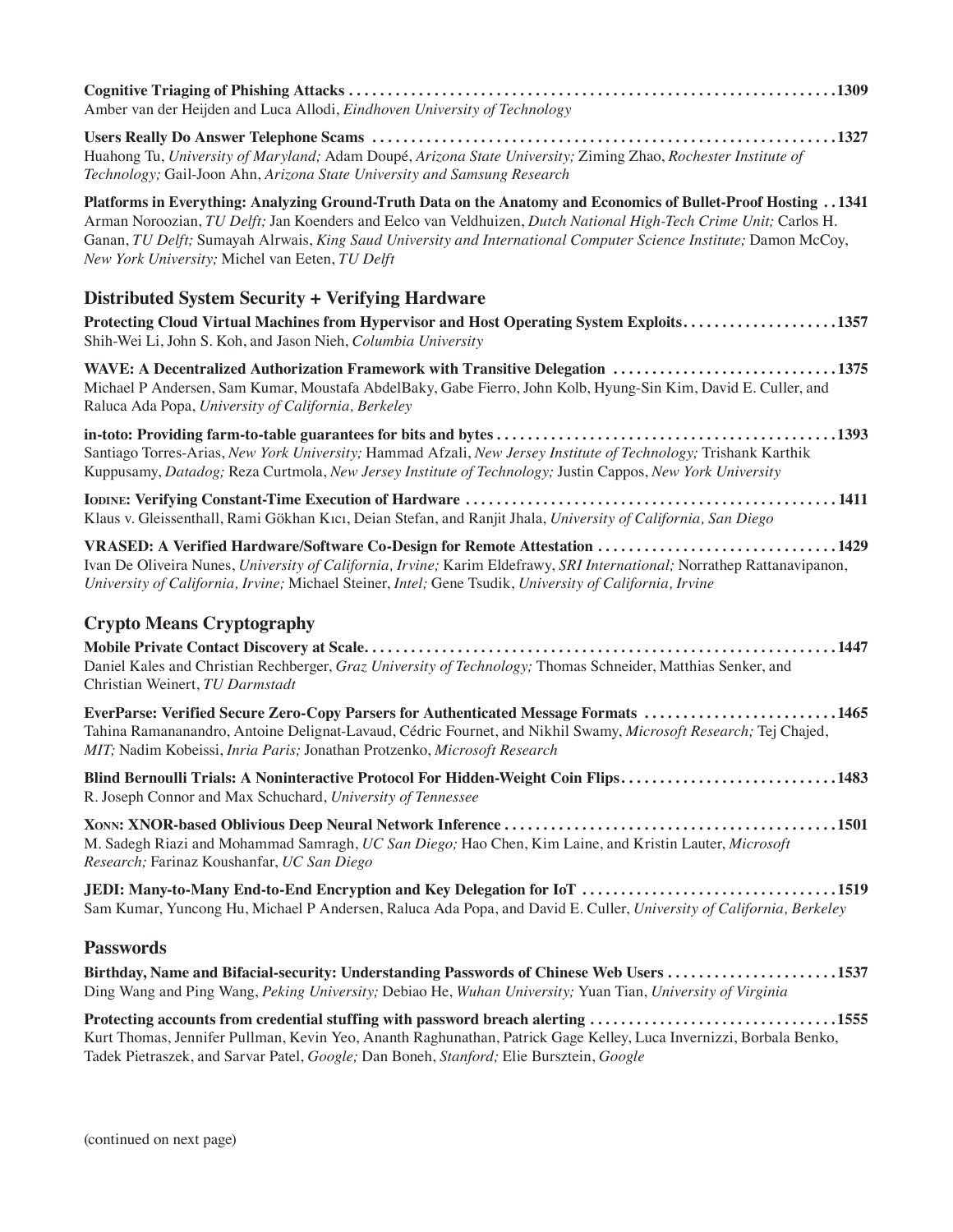**Cognitive Triaging of Phishing Attacks** . . . . . . . . . . . . . . . . . . . . . . . . . . . . . . . . . . . . . . . . . . . . . . . . . . . . . . . . . . . . . . .1309
Amber van der Heijden and Luca Allodi, *Eindhoven University of Technology*

**Users Really Do Answer Telephone Scams** . . . . . . . . . . . . . . . . . . . . . . . . . . . . . . . . . . . . . . . . . . . . . . . . . . . . . . . . . . . .1327
Huahong Tu, *University of Maryland;* Adam Doupé, *Arizona State University;* Ziming Zhao, *Rochester Institute of Technology;* Gail-Joon Ahn, *Arizona State University and Samsung Research*

**Platforms in Everything: Analyzing Ground-Truth Data on the Anatomy and Economics of Bullet-Proof Hosting** . . 1341
Arman Noroozian, *TU Delft;* Jan Koenders and Eelco van Veldhuizen, *Dutch National High-Tech Crime Unit;* Carlos H. Ganan, *TU Delft;* Sumayah Alrwais, *King Saud University and International Computer Science Institute;* Damon McCoy, *New York University;* Michel van Eeten, *TU Delft*

## Distributed System Security + Verifying Hardware

**Protecting Cloud Virtual Machines from Hypervisor and Host Operating System Exploits** . . . . . . . . . . . . . . . . . . . .1357
Shih-Wei Li, John S. Koh, and Jason Nieh, *Columbia University*

**WAVE: A Decentralized Authorization Framework with Transitive Delegation** . . . . . . . . . . . . . . . . . . . . . . . . . . . . .1375
Michael P Andersen, Sam Kumar, Moustafa AbdelBaky, Gabe Fierro, John Kolb, Hyung-Sin Kim, David E. Culler, and Raluca Ada Popa, *University of California, Berkeley*

**in-toto: Providing farm-to-table guarantees for bits and bytes** . . . . . . . . . . . . . . . . . . . . . . . . . . . . . . . . . . . . . . . . . . . .1393
Santiago Torres-Arias, *New York University;* Hammad Afzali, *New Jersey Institute of Technology;* Trishank Karthik Kuppusamy, *Datadog;* Reza Curtmola, *New Jersey Institute of Technology;* Justin Cappos, *New York University*

**Iodine: Verifying Constant-Time Execution of Hardware** . . . . . . . . . . . . . . . . . . . . . . . . . . . . . . . . . . . . . . . . . . . . . . . . 1411
Klaus v. Gleissenthall, Rami Gökhan Kıcı, Deian Stefan, and Ranjit Jhala, *University of California, San Diego*

**VRASED: A Verified Hardware/Software Co-Design for Remote Attestation** . . . . . . . . . . . . . . . . . . . . . . . . . . . . . . .1429
Ivan De Oliveira Nunes, *University of California, Irvine;* Karim Eldefrawy, *SRI International;* Norrathep Rattanavipanon, *University of California, Irvine;* Michael Steiner, *Intel;* Gene Tsudik, *University of California, Irvine*

## Crypto Means Cryptography

**Mobile Private Contact Discovery at Scale** . . . . . . . . . . . . . . . . . . . . . . . . . . . . . . . . . . . . . . . . . . . . . . . . . . . . . . . . . . . . .1447
Daniel Kales and Christian Rechberger, *Graz University of Technology;* Thomas Schneider, Matthias Senker, and Christian Weinert, *TU Darmstadt*

**EverParse: Verified Secure Zero-Copy Parsers for Authenticated Message Formats** . . . . . . . . . . . . . . . . . . . . . . . . .1465
Tahina Ramananandro, Antoine Delignat-Lavaud, Cédric Fournet, and Nikhil Swamy, *Microsoft Research;* Tej Chajed, *MIT;* Nadim Kobeissi, *Inria Paris;* Jonathan Protzenko, *Microsoft Research*

**Blind Bernoulli Trials: A Noninteractive Protocol For Hidden-Weight Coin Flips** . . . . . . . . . . . . . . . . . . . . . . . . . . . .1483
R. Joseph Connor and Max Schuchard, *University of Tennessee*

**Xonn: XNOR-based Oblivious Deep Neural Network Inference** . . . . . . . . . . . . . . . . . . . . . . . . . . . . . . . . . . . . . . . . . . .1501
M. Sadegh Riazi and Mohammad Samragh, *UC San Diego;* Hao Chen, Kim Laine, and Kristin Lauter, *Microsoft Research;* Farinaz Koushanfar, *UC San Diego*

**JEDI: Many-to-Many End-to-End Encryption and Key Delegation for IoT** . . . . . . . . . . . . . . . . . . . . . . . . . . . . . . . . .1519
Sam Kumar, Yuncong Hu, Michael P Andersen, Raluca Ada Popa, and David E. Culler, *University of California, Berkeley*

## Passwords

**Birthday, Name and Bifacial-security: Understanding Passwords of Chinese Web Users** . . . . . . . . . . . . . . . . . . . . . .1537
Ding Wang and Ping Wang, *Peking University;* Debiao He, *Wuhan University;* Yuan Tian, *University of Virginia*

**Protecting accounts from credential stuffing with password breach alerting** . . . . . . . . . . . . . . . . . . . . . . . . . . . . . . . .1555
Kurt Thomas, Jennifer Pullman, Kevin Yeo, Ananth Raghunathan, Patrick Gage Kelley, Luca Invernizzi, Borbala Benko, Tadek Pietraszek, and Sarvar Patel, *Google;* Dan Boneh, *Stanford;* Elie Bursztein, *Google*

(continued on next page)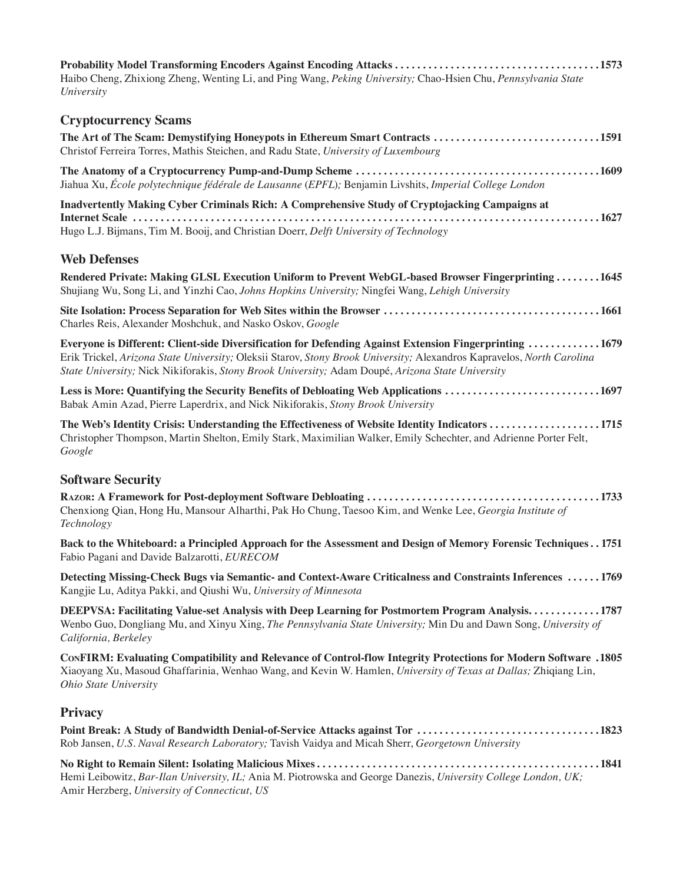**Probability Model Transforming Encoders Against Encoding Attacks . . . . . . . . . . . . . . . . . . . . . . . . . . . . . . . . . . . . 1573**
Haibo Cheng, Zhixiong Zheng, Wenting Li, and Ping Wang, *Peking University;* Chao-Hsien Chu, *Pennsylvania State University*

## Cryptocurrency Scams

**The Art of The Scam: Demystifying Honeypots in Ethereum Smart Contracts . . . . . . . . . . . . . . . . . . . . . . . . . . . . . 1591**
Christof Ferreira Torres, Mathis Steichen, and Radu State, *University of Luxembourg*

**The Anatomy of a Cryptocurrency Pump-and-Dump Scheme . . . . . . . . . . . . . . . . . . . . . . . . . . . . . . . . . . . . . . . . . . . 1609**
Jiahua Xu, *École polytechnique fédérale de Lausanne* (*EPFL*)*;* Benjamin Livshits, *Imperial College London*

**Inadvertently Making Cyber Criminals Rich: A Comprehensive Study of Cryptojacking Campaigns at Internet Scale . . . . . . . . . . . . . . . . . . . . . . . . . . . . . . . . . . . . . . . . . . . . . . . . . . . . . . . . . . . . . . . . . . . . . . . . . . . . . . 1627**
Hugo L.J. Bijmans, Tim M. Booij, and Christian Doerr, *Delft University of Technology*

## Web Defenses

**Rendered Private: Making GLSL Execution Uniform to Prevent WebGL-based Browser Fingerprinting . . . . . . . . 1645**
Shujiang Wu, Song Li, and Yinzhi Cao, *Johns Hopkins University;* Ningfei Wang, *Lehigh University*

**Site Isolation: Process Separation for Web Sites within the Browser . . . . . . . . . . . . . . . . . . . . . . . . . . . . . . . . . . . . . . 1661**
Charles Reis, Alexander Moshchuk, and Nasko Oskov, *Google*

**Everyone is Different: Client-side Diversification for Defending Against Extension Fingerprinting . . . . . . . . . . . . . 1679**
Erik Trickel, *Arizona State University;* Oleksii Starov, *Stony Brook University;* Alexandros Kapravelos, *North Carolina State University;* Nick Nikiforakis, *Stony Brook University;* Adam Doupé, *Arizona State University*

**Less is More: Quantifying the Security Benefits of Debloating Web Applications . . . . . . . . . . . . . . . . . . . . . . . . . . . . 1697**
Babak Amin Azad, Pierre Laperdrix, and Nick Nikiforakis, *Stony Brook University*

**The Web's Identity Crisis: Understanding the Effectiveness of Website Identity Indicators . . . . . . . . . . . . . . . . . . . . 1715**
Christopher Thompson, Martin Shelton, Emily Stark, Maximilian Walker, Emily Schechter, and Adrienne Porter Felt, *Google*

## Software Security

**RAZOR: A Framework for Post-deployment Software Debloating . . . . . . . . . . . . . . . . . . . . . . . . . . . . . . . . . . . . . . . . . . 1733**
Chenxiong Qian, Hong Hu, Mansour Alharthi, Pak Ho Chung, Taesoo Kim, and Wenke Lee, *Georgia Institute of Technology*

**Back to the Whiteboard: a Principled Approach for the Assessment and Design of Memory Forensic Techniques . . 1751**
Fabio Pagani and Davide Balzarotti, *EURECOM*

**Detecting Missing-Check Bugs via Semantic- and Context-Aware Criticalness and Constraints Inferences . . . . . . 1769**
Kangjie Lu, Aditya Pakki, and Qiushi Wu, *University of Minnesota*

**DEEPVSA: Facilitating Value-set Analysis with Deep Learning for Postmortem Program Analysis. . . . . . . . . . . . . 1787**
Wenbo Guo, Dongliang Mu, and Xinyu Xing, *The Pennsylvania State University;* Min Du and Dawn Song, *University of California, Berkeley*

**CONFIRM: Evaluating Compatibility and Relevance of Control-flow Integrity Protections for Modern Software . 1805**
Xiaoyang Xu, Masoud Ghaffarinia, Wenhao Wang, and Kevin W. Hamlen, *University of Texas at Dallas;* Zhiqiang Lin, *Ohio State University*

## Privacy

**Point Break: A Study of Bandwidth Denial-of-Service Attacks against Tor . . . . . . . . . . . . . . . . . . . . . . . . . . . . . . . . . 1823**
Rob Jansen, *U.S. Naval Research Laboratory;* Tavish Vaidya and Micah Sherr, *Georgetown University*

**No Right to Remain Silent: Isolating Malicious Mixes . . . . . . . . . . . . . . . . . . . . . . . . . . . . . . . . . . . . . . . . . . . . . . . . . . . 1841**
Hemi Leibowitz, *Bar-Ilan University, IL;* Ania M. Piotrowska and George Danezis, *University College London, UK;* Amir Herzberg, *University of Connecticut, US*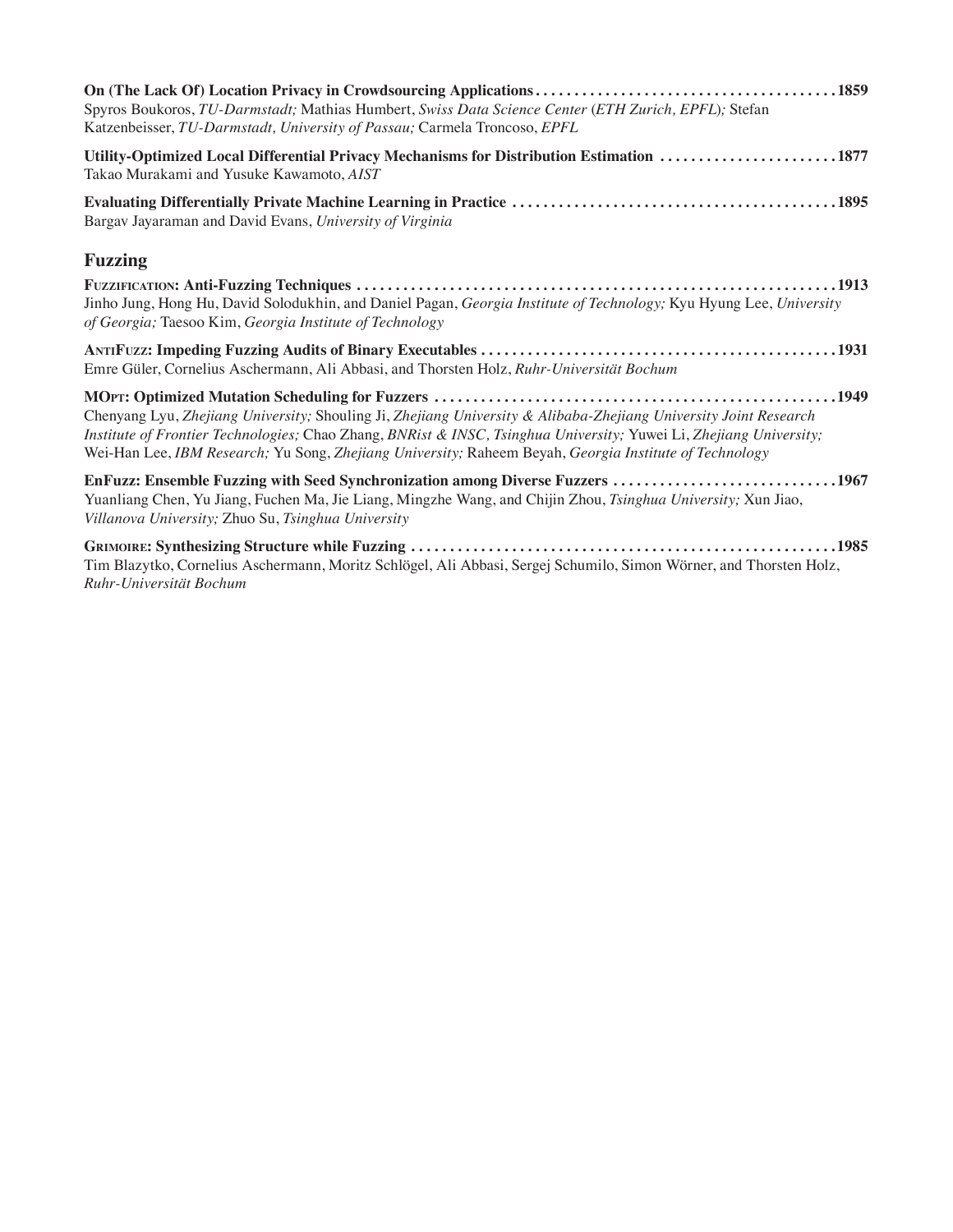**On (The Lack Of) Location Privacy in Crowdsourcing Applications ....................................... 1859**
Spyros Boukoros, *TU-Darmstadt;* Mathias Humbert, *Swiss Data Science Center* (*ETH Zurich, EPFL*)*;* Stefan Katzenbeisser, *TU-Darmstadt, University of Passau;* Carmela Troncoso, *EPFL*

**Utility-Optimized Local Differential Privacy Mechanisms for Distribution Estimation ....................... 1877**
Takao Murakami and Yusuke Kawamoto, *AIST*

**Evaluating Differentially Private Machine Learning in Practice .......................................... 1895**
Bargav Jayaraman and David Evans, *University of Virginia*

## Fuzzing

**Fuzzification: Anti-Fuzzing Techniques ............................................................. 1913**
Jinho Jung, Hong Hu, David Solodukhin, and Daniel Pagan, *Georgia Institute of Technology;* Kyu Hyung Lee, *University of Georgia;* Taesoo Kim, *Georgia Institute of Technology*

**AntiFuzz: Impeding Fuzzing Audits of Binary Executables ............................................. 1931**
Emre Güler, Cornelius Aschermann, Ali Abbasi, and Thorsten Holz, *Ruhr-Universität Bochum*

**MOpt: Optimized Mutation Scheduling for Fuzzers .................................................... 1949**
Chenyang Lyu, *Zhejiang University;* Shouling Ji, *Zhejiang University & Alibaba-Zhejiang University Joint Research Institute of Frontier Technologies;* Chao Zhang, *BNRist & INSC, Tsinghua University;* Yuwei Li, *Zhejiang University;* Wei-Han Lee, *IBM Research;* Yu Song, *Zhejiang University;* Raheem Beyah, *Georgia Institute of Technology*

**EnFuzz: Ensemble Fuzzing with Seed Synchronization among Diverse Fuzzers ............................ 1967**
Yuanliang Chen, Yu Jiang, Fuchen Ma, Jie Liang, Mingzhe Wang, and Chijin Zhou, *Tsinghua University;* Xun Jiao, *Villanova University;* Zhuo Su, *Tsinghua University*

**Grimoire: Synthesizing Structure while Fuzzing ...................................................... 1985**
Tim Blazytko, Cornelius Aschermann, Moritz Schlögel, Ali Abbasi, Sergej Schumilo, Simon Wörner, and Thorsten Holz, *Ruhr-Universität Bochum*